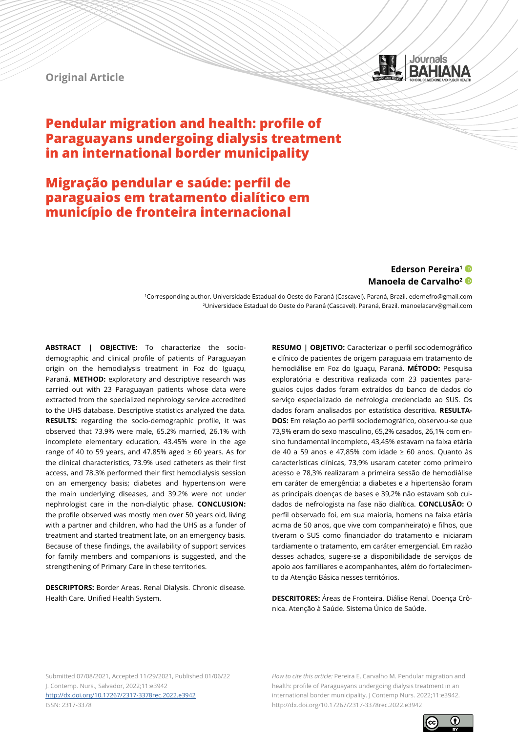Original Article

# Pendular migration and health: profile of Paraguayans undergoing dialysis treatment in an international border municipality

# Migração pendular e saúde: perfil de paraguaios em tratamento dialítico em município de fronteira internacional

**Ederson Pereira**[1]
**Manoela de Carvalho**[2]

[1]Corresponding author. Universidade Estadual do Oeste do Paraná (Cascavel). Paraná, Brazil. edernefro@gmail.com
[2]Universidade Estadual do Oeste do Paraná (Cascavel). Paraná, Brazil. manoelacarv@gmail.com

**ABSTRACT | OBJECTIVE:** To characterize the socio-demographic and clinical profile of patients of Paraguayan origin on the hemodialysis treatment in Foz do Iguaçu, Paraná. **METHOD:** exploratory and descriptive research was carried out with 23 Paraguayan patients whose data were extracted from the specialized nephrology service accredited to the UHS database. Descriptive statistics analyzed the data. **RESULTS:** regarding the socio-demographic profile, it was observed that 73.9% were male, 65.2% married, 26.1% with incomplete elementary education, 43.45% were in the age range of 40 to 59 years, and 47.85% aged ≥ 60 years. As for the clinical characteristics, 73.9% used catheters as their first access, and 78.3% performed their first hemodialysis session on an emergency basis; diabetes and hypertension were the main underlying diseases, and 39.2% were not under nephrologist care in the non-dialytic phase. **CONCLUSION:** the profile observed was mostly men over 50 years old, living with a partner and children, who had the UHS as a funder of treatment and started treatment late, on an emergency basis. Because of these findings, the availability of support services for family members and companions is suggested, and the strengthening of Primary Care in these territories.

**DESCRIPTORS:** Border Areas. Renal Dialysis. Chronic disease. Health Care. Unified Health System.

**RESUMO | OBJETIVO:** Caracterizar o perfil sociodemográfico e clínico de pacientes de origem paraguaia em tratamento de hemodiálise em Foz do Iguaçu, Paraná. **MÉTODO:** Pesquisa exploratória e descritiva realizada com 23 pacientes paraguaios cujos dados foram extraídos do banco de dados do serviço especializado de nefrologia credenciado ao SUS. Os dados foram analisados por estatística descritiva. **RESULTADOS:** Em relação ao perfil sociodemográfico, observou-se que 73,9% eram do sexo masculino, 65,2% casados, 26,1% com ensino fundamental incompleto, 43,45% estavam na faixa etária de 40 a 59 anos e 47,85% com idade ≥ 60 anos. Quanto às características clínicas, 73,9% usaram cateter como primeiro acesso e 78,3% realizaram a primeira sessão de hemodiálise em caráter de emergência; a diabetes e a hipertensão foram as principais doenças de bases e 39,2% não estavam sob cuidados de nefrologista na fase não dialítica. **CONCLUSÃO:** O perfil observado foi, em sua maioria, homens na faixa etária acima de 50 anos, que vive com companheira(o) e filhos, que tiveram o SUS como financiador do tratamento e iniciaram tardiamente o tratamento, em caráter emergencial. Em razão desses achados, sugere-se a disponibilidade de serviços de apoio aos familiares e acompanhantes, além do fortalecimento da Atenção Básica nesses territórios.

**DESCRITORES:** Áreas de Fronteira. Diálise Renal. Doença Crônica. Atenção à Saúde. Sistema Único de Saúde.

Submitted 07/08/2021, Accepted 11/29/2021, Published 01/06/22
J. Contemp. Nurs., Salvador, 2022;11:e3942
http://dx.doi.org/10.17267/2317-3378rec.2022.e3942
ISSN: 2317-3378

*How to cite this article:* Pereira E, Carvalho M. Pendular migration and health: profile of Paraguayans undergoing dialysis treatment in an international border municipality. J Contemp Nurs. 2022;11:e3942. http://dx.doi.org/10.17267/2317-3378rec.2022.e3942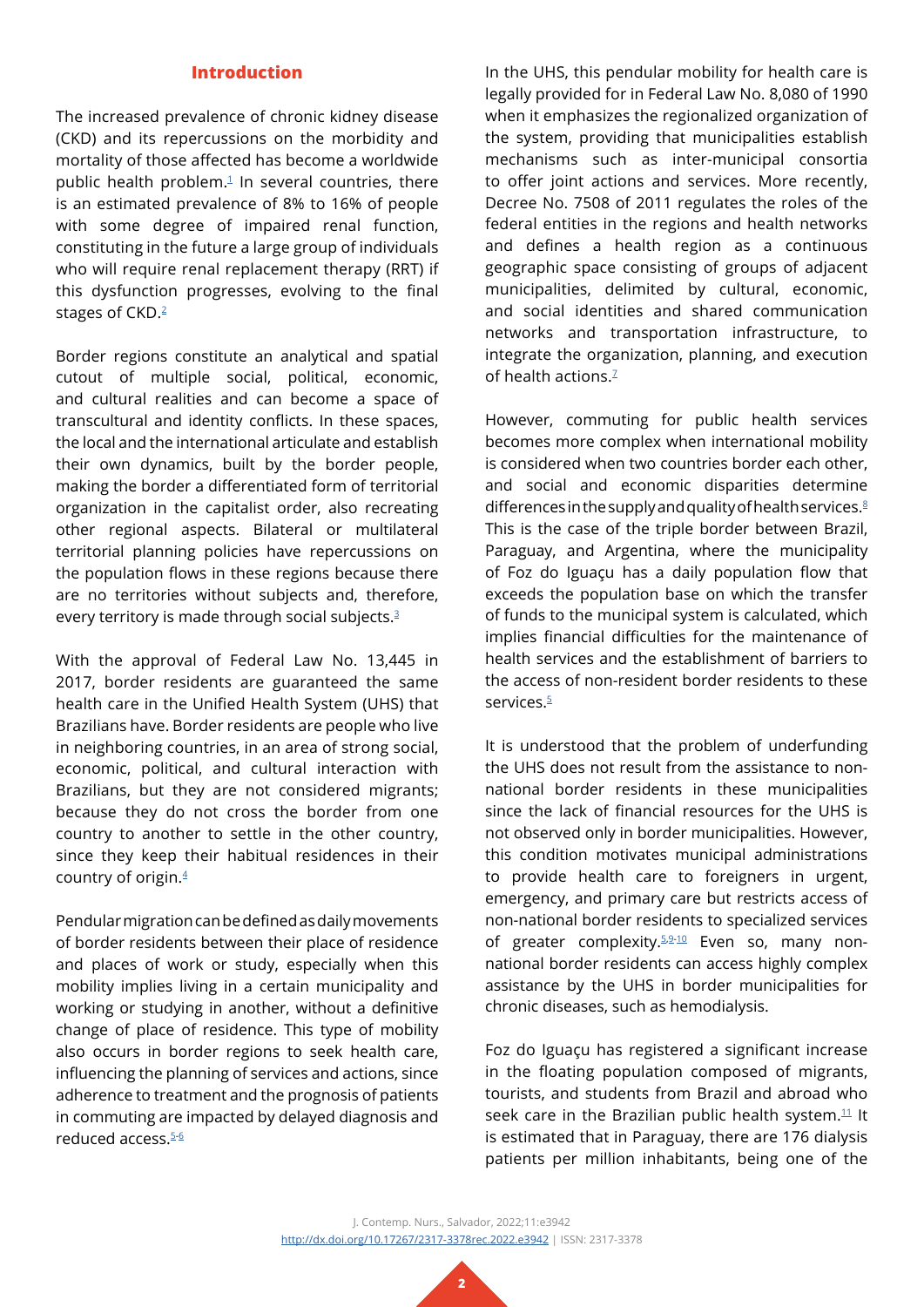## Introduction

The increased prevalence of chronic kidney disease (CKD) and its repercussions on the morbidity and mortality of those affected has become a worldwide public health problem.[1] In several countries, there is an estimated prevalence of 8% to 16% of people with some degree of impaired renal function, constituting in the future a large group of individuals who will require renal replacement therapy (RRT) if this dysfunction progresses, evolving to the final stages of CKD.[2]

Border regions constitute an analytical and spatial cutout of multiple social, political, economic, and cultural realities and can become a space of transcultural and identity conflicts. In these spaces, the local and the international articulate and establish their own dynamics, built by the border people, making the border a differentiated form of territorial organization in the capitalist order, also recreating other regional aspects. Bilateral or multilateral territorial planning policies have repercussions on the population flows in these regions because there are no territories without subjects and, therefore, every territory is made through social subjects.[3]

With the approval of Federal Law No. 13,445 in 2017, border residents are guaranteed the same health care in the Unified Health System (UHS) that Brazilians have. Border residents are people who live in neighboring countries, in an area of strong social, economic, political, and cultural interaction with Brazilians, but they are not considered migrants; because they do not cross the border from one country to another to settle in the other country, since they keep their habitual residences in their country of origin.[4]

Pendular migration can be defined as daily movements of border residents between their place of residence and places of work or study, especially when this mobility implies living in a certain municipality and working or studying in another, without a definitive change of place of residence. This type of mobility also occurs in border regions to seek health care, influencing the planning of services and actions, since adherence to treatment and the prognosis of patients in commuting are impacted by delayed diagnosis and reduced access.[5-6]

In the UHS, this pendular mobility for health care is legally provided for in Federal Law No. 8,080 of 1990 when it emphasizes the regionalized organization of the system, providing that municipalities establish mechanisms such as inter-municipal consortia to offer joint actions and services. More recently, Decree No. 7508 of 2011 regulates the roles of the federal entities in the regions and health networks and defines a health region as a continuous geographic space consisting of groups of adjacent municipalities, delimited by cultural, economic, and social identities and shared communication networks and transportation infrastructure, to integrate the organization, planning, and execution of health actions.[7]

However, commuting for public health services becomes more complex when international mobility is considered when two countries border each other, and social and economic disparities determine differences in the supply and quality of health services.[8] This is the case of the triple border between Brazil, Paraguay, and Argentina, where the municipality of Foz do Iguaçu has a daily population flow that exceeds the population base on which the transfer of funds to the municipal system is calculated, which implies financial difficulties for the maintenance of health services and the establishment of barriers to the access of non-resident border residents to these services.[5]

It is understood that the problem of underfunding the UHS does not result from the assistance to non-national border residents in these municipalities since the lack of financial resources for the UHS is not observed only in border municipalities. However, this condition motivates municipal administrations to provide health care to foreigners in urgent, emergency, and primary care but restricts access of non-national border residents to specialized services of greater complexity.[5,9-10] Even so, many non-national border residents can access highly complex assistance by the UHS in border municipalities for chronic diseases, such as hemodialysis.

Foz do Iguaçu has registered a significant increase in the floating population composed of migrants, tourists, and students from Brazil and abroad who seek care in the Brazilian public health system.[11] It is estimated that in Paraguay, there are 176 dialysis patients per million inhabitants, being one of the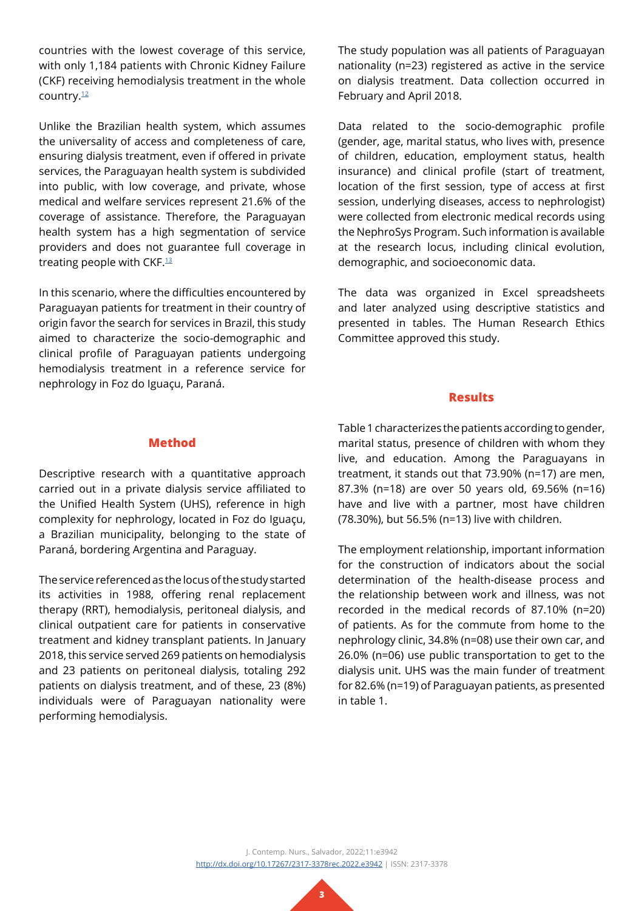countries with the lowest coverage of this service, with only 1,184 patients with Chronic Kidney Failure (CKF) receiving hemodialysis treatment in the whole country.[12]

Unlike the Brazilian health system, which assumes the universality of access and completeness of care, ensuring dialysis treatment, even if offered in private services, the Paraguayan health system is subdivided into public, with low coverage, and private, whose medical and welfare services represent 21.6% of the coverage of assistance. Therefore, the Paraguayan health system has a high segmentation of service providers and does not guarantee full coverage in treating people with CKF.[13]

In this scenario, where the difficulties encountered by Paraguayan patients for treatment in their country of origin favor the search for services in Brazil, this study aimed to characterize the socio-demographic and clinical profile of Paraguayan patients undergoing hemodialysis treatment in a reference service for nephrology in Foz do Iguaçu, Paraná.

## Method

Descriptive research with a quantitative approach carried out in a private dialysis service affiliated to the Unified Health System (UHS), reference in high complexity for nephrology, located in Foz do Iguaçu, a Brazilian municipality, belonging to the state of Paraná, bordering Argentina and Paraguay.

The service referenced as the locus of the study started its activities in 1988, offering renal replacement therapy (RRT), hemodialysis, peritoneal dialysis, and clinical outpatient care for patients in conservative treatment and kidney transplant patients. In January 2018, this service served 269 patients on hemodialysis and 23 patients on peritoneal dialysis, totaling 292 patients on dialysis treatment, and of these, 23 (8%) individuals were of Paraguayan nationality were performing hemodialysis.

The study population was all patients of Paraguayan nationality (n=23) registered as active in the service on dialysis treatment. Data collection occurred in February and April 2018.

Data related to the socio-demographic profile (gender, age, marital status, who lives with, presence of children, education, employment status, health insurance) and clinical profile (start of treatment, location of the first session, type of access at first session, underlying diseases, access to nephrologist) were collected from electronic medical records using the NephroSys Program. Such information is available at the research locus, including clinical evolution, demographic, and socioeconomic data.

The data was organized in Excel spreadsheets and later analyzed using descriptive statistics and presented in tables. The Human Research Ethics Committee approved this study.

## Results

Table 1 characterizes the patients according to gender, marital status, presence of children with whom they live, and education. Among the Paraguayans in treatment, it stands out that 73.90% (n=17) are men, 87.3% (n=18) are over 50 years old, 69.56% (n=16) have and live with a partner, most have children (78.30%), but 56.5% (n=13) live with children.

The employment relationship, important information for the construction of indicators about the social determination of the health-disease process and the relationship between work and illness, was not recorded in the medical records of 87.10% (n=20) of patients. As for the commute from home to the nephrology clinic, 34.8% (n=08) use their own car, and 26.0% (n=06) use public transportation to get to the dialysis unit. UHS was the main funder of treatment for 82.6% (n=19) of Paraguayan patients, as presented in table 1.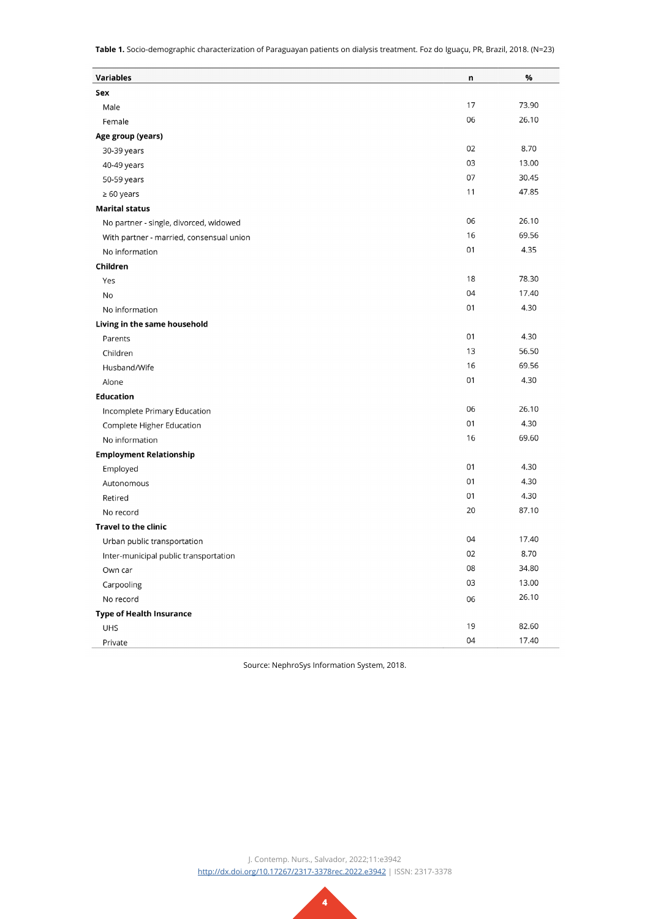**Table 1.** Socio-demographic characterization of Paraguayan patients on dialysis treatment. Foz do Iguaçu, PR, Brazil, 2018. (N=23)

| Variables | n | % |
|---|---|---|
| **Sex** | | |
| Male | 17 | 73.90 |
| Female | 06 | 26.10 |
| **Age group (years)** | | |
| 30-39 years | 02 | 8.70 |
| 40-49 years | 03 | 13.00 |
| 50-59 years | 07 | 30.45 |
| ≥ 60 years | 11 | 47.85 |
| **Marital status** | | |
| No partner - single, divorced, widowed | 06 | 26.10 |
| With partner - married, consensual union | 16 | 69.56 |
| No information | 01 | 4.35 |
| **Children** | | |
| Yes | 18 | 78.30 |
| No | 04 | 17.40 |
| No information | 01 | 4.30 |
| **Living in the same household** | | |
| Parents | 01 | 4.30 |
| Children | 13 | 56.50 |
| Husband/Wife | 16 | 69.56 |
| Alone | 01 | 4.30 |
| **Education** | | |
| Incomplete Primary Education | 06 | 26.10 |
| Complete Higher Education | 01 | 4.30 |
| No information | 16 | 69.60 |
| **Employment Relationship** | | |
| Employed | 01 | 4.30 |
| Autonomous | 01 | 4.30 |
| Retired | 01 | 4.30 |
| No record | 20 | 87.10 |
| **Travel to the clinic** | | |
| Urban public transportation | 04 | 17.40 |
| Inter-municipal public transportation | 02 | 8.70 |
| Own car | 08 | 34.80 |
| Carpooling | 03 | 13.00 |
| No record | 06 | 26.10 |
| **Type of Health Insurance** | | |
| UHS | 19 | 82.60 |
| Private | 04 | 17.40 |

Source: NephroSys Information System, 2018.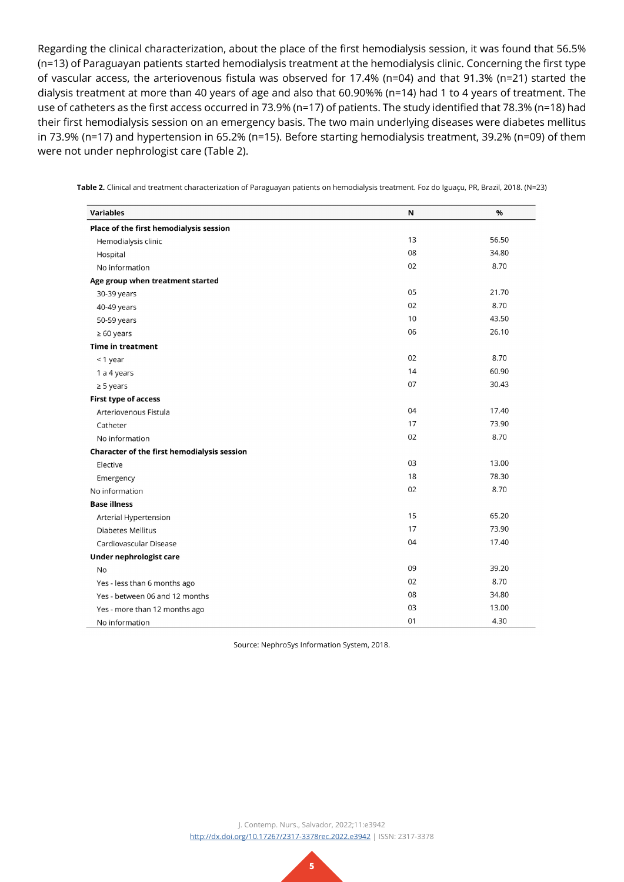Regarding the clinical characterization, about the place of the first hemodialysis session, it was found that 56.5% (n=13) of Paraguayan patients started hemodialysis treatment at the hemodialysis clinic. Concerning the first type of vascular access, the arteriovenous fistula was observed for 17.4% (n=04) and that 91.3% (n=21) started the dialysis treatment at more than 40 years of age and also that 60.90%% (n=14) had 1 to 4 years of treatment. The use of catheters as the first access occurred in 73.9% (n=17) of patients. The study identified that 78.3% (n=18) had their first hemodialysis session on an emergency basis. The two main underlying diseases were diabetes mellitus in 73.9% (n=17) and hypertension in 65.2% (n=15). Before starting hemodialysis treatment, 39.2% (n=09) of them were not under nephrologist care (Table 2).

**Table 2.** Clinical and treatment characterization of Paraguayan patients on hemodialysis treatment. Foz do Iguaçu, PR, Brazil, 2018. (N=23)

| Variables | N | % |
|---|---|---|
| **Place of the first hemodialysis session** | | |
| Hemodialysis clinic | 13 | 56.50 |
| Hospital | 08 | 34.80 |
| No information | 02 | 8.70 |
| **Age group when treatment started** | | |
| 30-39 years | 05 | 21.70 |
| 40-49 years | 02 | 8.70 |
| 50-59 years | 10 | 43.50 |
| ≥ 60 years | 06 | 26.10 |
| **Time in treatment** | | |
| < 1 year | 02 | 8.70 |
| 1 a 4 years | 14 | 60.90 |
| ≥ 5 years | 07 | 30.43 |
| **First type of access** | | |
| Arteriovenous Fistula | 04 | 17.40 |
| Catheter | 17 | 73.90 |
| No information | 02 | 8.70 |
| **Character of the first hemodialysis session** | | |
| Elective | 03 | 13.00 |
| Emergency | 18 | 78.30 |
| No information | 02 | 8.70 |
| **Base illness** | | |
| Arterial Hypertension | 15 | 65.20 |
| Diabetes Mellitus | 17 | 73.90 |
| Cardiovascular Disease | 04 | 17.40 |
| **Under nephrologist care** | | |
| No | 09 | 39.20 |
| Yes - less than 6 months ago | 02 | 8.70 |
| Yes - between 06 and 12 months | 08 | 34.80 |
| Yes - more than 12 months ago | 03 | 13.00 |
| No information | 01 | 4.30 |

Source: NephroSys Information System, 2018.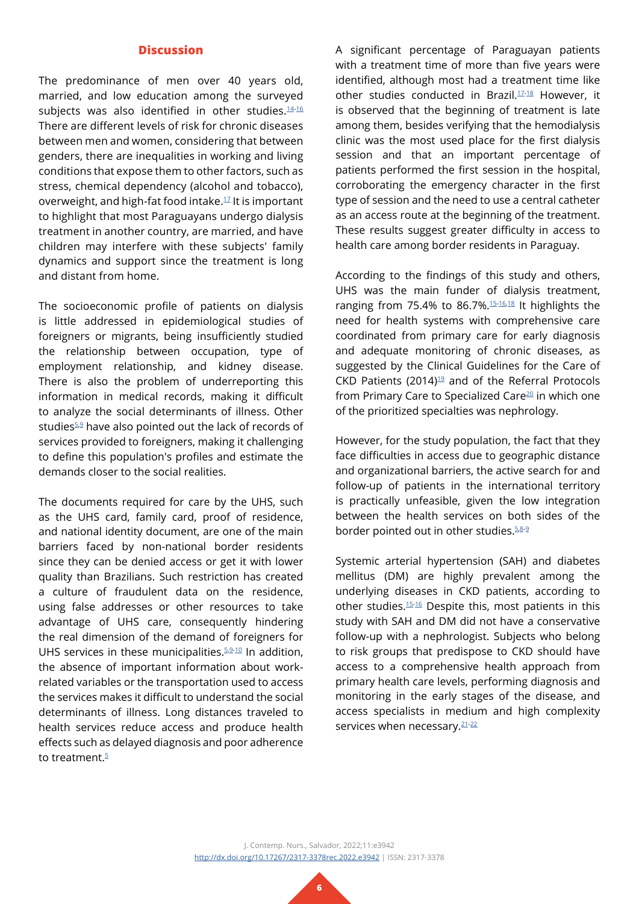## Discussion

The predominance of men over 40 years old, married, and low education among the surveyed subjects was also identified in other studies.[14-16] There are different levels of risk for chronic diseases between men and women, considering that between genders, there are inequalities in working and living conditions that expose them to other factors, such as stress, chemical dependency (alcohol and tobacco), overweight, and high-fat food intake.[17] It is important to highlight that most Paraguayans undergo dialysis treatment in another country, are married, and have children may interfere with these subjects' family dynamics and support since the treatment is long and distant from home.

The socioeconomic profile of patients on dialysis is little addressed in epidemiological studies of foreigners or migrants, being insufficiently studied the relationship between occupation, type of employment relationship, and kidney disease. There is also the problem of underreporting this information in medical records, making it difficult to analyze the social determinants of illness. Other studies[5,9] have also pointed out the lack of records of services provided to foreigners, making it challenging to define this population's profiles and estimate the demands closer to the social realities.

The documents required for care by the UHS, such as the UHS card, family card, proof of residence, and national identity document, are one of the main barriers faced by non-national border residents since they can be denied access or get it with lower quality than Brazilians. Such restriction has created a culture of fraudulent data on the residence, using false addresses or other resources to take advantage of UHS care, consequently hindering the real dimension of the demand of foreigners for UHS services in these municipalities.[5,9-10] In addition, the absence of important information about work-related variables or the transportation used to access the services makes it difficult to understand the social determinants of illness. Long distances traveled to health services reduce access and produce health effects such as delayed diagnosis and poor adherence to treatment.[5]

A significant percentage of Paraguayan patients with a treatment time of more than five years were identified, although most had a treatment time like other studies conducted in Brazil.[17-18] However, it is observed that the beginning of treatment is late among them, besides verifying that the hemodialysis clinic was the most used place for the first dialysis session and that an important percentage of patients performed the first session in the hospital, corroborating the emergency character in the first type of session and the need to use a central catheter as an access route at the beginning of the treatment. These results suggest greater difficulty in access to health care among border residents in Paraguay.

According to the findings of this study and others, UHS was the main funder of dialysis treatment, ranging from 75.4% to 86.7%.[15-16,18] It highlights the need for health systems with comprehensive care coordinated from primary care for early diagnosis and adequate monitoring of chronic diseases, as suggested by the Clinical Guidelines for the Care of CKD Patients (2014)[19] and of the Referral Protocols from Primary Care to Specialized Care[20] in which one of the prioritized specialties was nephrology.

However, for the study population, the fact that they face difficulties in access due to geographic distance and organizational barriers, the active search for and follow-up of patients in the international territory is practically unfeasible, given the low integration between the health services on both sides of the border pointed out in other studies.[5,8-9]

Systemic arterial hypertension (SAH) and diabetes mellitus (DM) are highly prevalent among the underlying diseases in CKD patients, according to other studies.[15-16] Despite this, most patients in this study with SAH and DM did not have a conservative follow-up with a nephrologist. Subjects who belong to risk groups that predispose to CKD should have access to a comprehensive health approach from primary health care levels, performing diagnosis and monitoring in the early stages of the disease, and access specialists in medium and high complexity services when necessary.[21-22]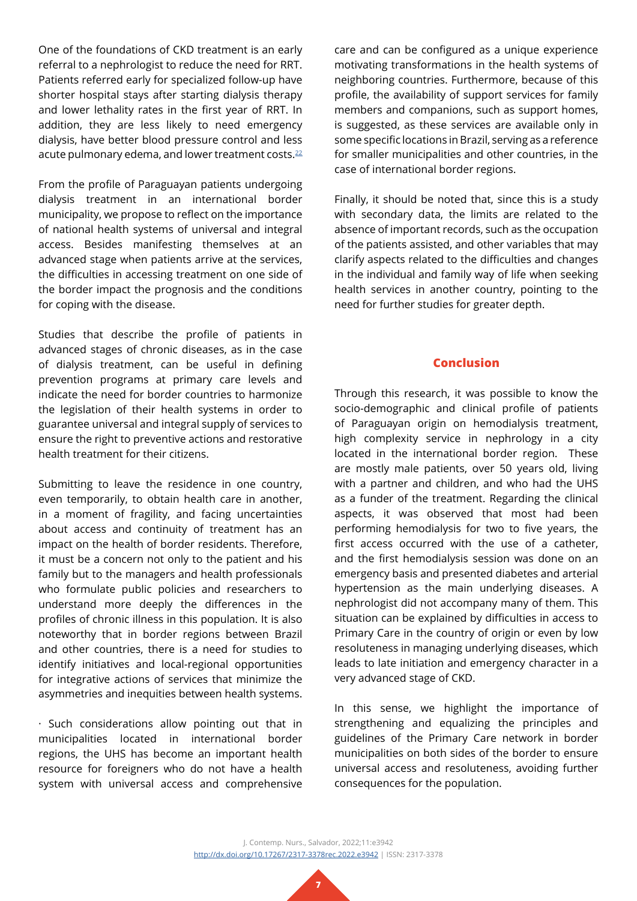One of the foundations of CKD treatment is an early referral to a nephrologist to reduce the need for RRT. Patients referred early for specialized follow-up have shorter hospital stays after starting dialysis therapy and lower lethality rates in the first year of RRT. In addition, they are less likely to need emergency dialysis, have better blood pressure control and less acute pulmonary edema, and lower treatment costs.[22]

From the profile of Paraguayan patients undergoing dialysis treatment in an international border municipality, we propose to reflect on the importance of national health systems of universal and integral access. Besides manifesting themselves at an advanced stage when patients arrive at the services, the difficulties in accessing treatment on one side of the border impact the prognosis and the conditions for coping with the disease.

Studies that describe the profile of patients in advanced stages of chronic diseases, as in the case of dialysis treatment, can be useful in defining prevention programs at primary care levels and indicate the need for border countries to harmonize the legislation of their health systems in order to guarantee universal and integral supply of services to ensure the right to preventive actions and restorative health treatment for their citizens.

Submitting to leave the residence in one country, even temporarily, to obtain health care in another, in a moment of fragility, and facing uncertainties about access and continuity of treatment has an impact on the health of border residents. Therefore, it must be a concern not only to the patient and his family but to the managers and health professionals who formulate public policies and researchers to understand more deeply the differences in the profiles of chronic illness in this population. It is also noteworthy that in border regions between Brazil and other countries, there is a need for studies to identify initiatives and local-regional opportunities for integrative actions of services that minimize the asymmetries and inequities between health systems.

· Such considerations allow pointing out that in municipalities located in international border regions, the UHS has become an important health resource for foreigners who do not have a health system with universal access and comprehensive care and can be configured as a unique experience motivating transformations in the health systems of neighboring countries. Furthermore, because of this profile, the availability of support services for family members and companions, such as support homes, is suggested, as these services are available only in some specific locations in Brazil, serving as a reference for smaller municipalities and other countries, in the case of international border regions.

Finally, it should be noted that, since this is a study with secondary data, the limits are related to the absence of important records, such as the occupation of the patients assisted, and other variables that may clarify aspects related to the difficulties and changes in the individual and family way of life when seeking health services in another country, pointing to the need for further studies for greater depth.

## Conclusion

Through this research, it was possible to know the socio-demographic and clinical profile of patients of Paraguayan origin on hemodialysis treatment, high complexity service in nephrology in a city located in the international border region. These are mostly male patients, over 50 years old, living with a partner and children, and who had the UHS as a funder of the treatment. Regarding the clinical aspects, it was observed that most had been performing hemodialysis for two to five years, the first access occurred with the use of a catheter, and the first hemodialysis session was done on an emergency basis and presented diabetes and arterial hypertension as the main underlying diseases. A nephrologist did not accompany many of them. This situation can be explained by difficulties in access to Primary Care in the country of origin or even by low resoluteness in managing underlying diseases, which leads to late initiation and emergency character in a very advanced stage of CKD.

In this sense, we highlight the importance of strengthening and equalizing the principles and guidelines of the Primary Care network in border municipalities on both sides of the border to ensure universal access and resoluteness, avoiding further consequences for the population.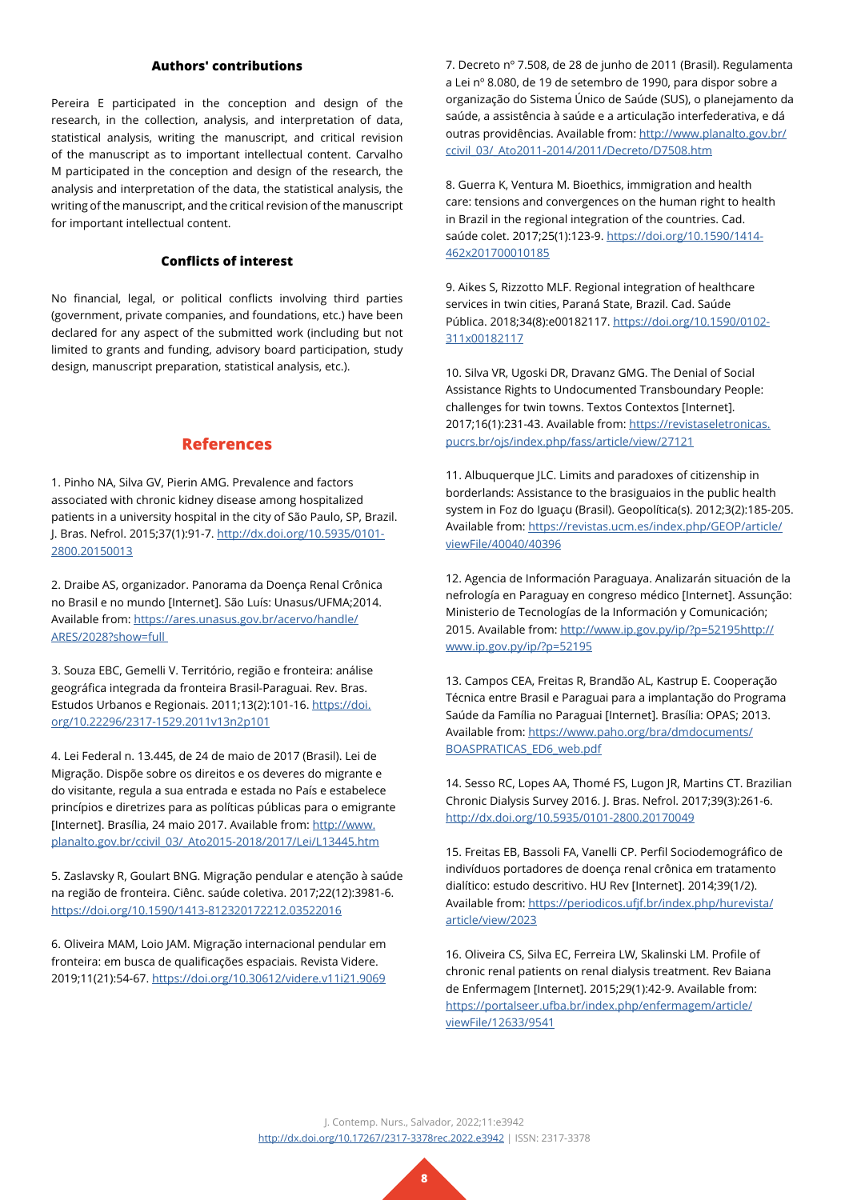### Authors' contributions

Pereira E participated in the conception and design of the research, in the collection, analysis, and interpretation of data, statistical analysis, writing the manuscript, and critical revision of the manuscript as to important intellectual content. Carvalho M participated in the conception and design of the research, the analysis and interpretation of the data, the statistical analysis, the writing of the manuscript, and the critical revision of the manuscript for important intellectual content.

### Conflicts of interest

No financial, legal, or political conflicts involving third parties (government, private companies, and foundations, etc.) have been declared for any aspect of the submitted work (including but not limited to grants and funding, advisory board participation, study design, manuscript preparation, statistical analysis, etc.).

## References

1. Pinho NA, Silva GV, Pierin AMG. Prevalence and factors associated with chronic kidney disease among hospitalized patients in a university hospital in the city of São Paulo, SP, Brazil. J. Bras. Nefrol. 2015;37(1):91-7. http://dx.doi.org/10.5935/0101-2800.20150013

2. Draibe AS, organizador. Panorama da Doença Renal Crônica no Brasil e no mundo [Internet]. São Luís: Unasus/UFMA;2014. Available from: https://ares.unasus.gov.br/acervo/handle/ARES/2028?show=full

3. Souza EBC, Gemelli V. Território, região e fronteira: análise geográfica integrada da fronteira Brasil-Paraguai. Rev. Bras. Estudos Urbanos e Regionais. 2011;13(2):101-16. https://doi.org/10.22296/2317-1529.2011v13n2p101

4. Lei Federal n. 13.445, de 24 de maio de 2017 (Brasil). Lei de Migração. Dispõe sobre os direitos e os deveres do migrante e do visitante, regula a sua entrada e estada no País e estabelece princípios e diretrizes para as políticas públicas para o emigrante [Internet]. Brasília, 24 maio 2017. Available from: http://www.planalto.gov.br/ccivil_03/_Ato2015-2018/2017/Lei/L13445.htm

5. Zaslavsky R, Goulart BNG. Migração pendular e atenção à saúde na região de fronteira. Ciênc. saúde coletiva. 2017;22(12):3981-6. https://doi.org/10.1590/1413-812320172212.03522016

6. Oliveira MAM, Loio JAM. Migração internacional pendular em fronteira: em busca de qualificações espaciais. Revista Videre. 2019;11(21):54-67. https://doi.org/10.30612/videre.v11i21.9069

7. Decreto nº 7.508, de 28 de junho de 2011 (Brasil). Regulamenta a Lei nº 8.080, de 19 de setembro de 1990, para dispor sobre a organização do Sistema Único de Saúde (SUS), o planejamento da saúde, a assistência à saúde e a articulação interfederativa, e dá outras providências. Available from: http://www.planalto.gov.br/ccivil_03/_Ato2011-2014/2011/Decreto/D7508.htm

8. Guerra K, Ventura M. Bioethics, immigration and health care: tensions and convergences on the human right to health in Brazil in the regional integration of the countries. Cad. saúde colet. 2017;25(1):123-9. https://doi.org/10.1590/1414-462x201700010185

9. Aikes S, Rizzotto MLF. Regional integration of healthcare services in twin cities, Paraná State, Brazil. Cad. Saúde Pública. 2018;34(8):e00182117. https://doi.org/10.1590/0102-311x00182117

10. Silva VR, Ugoski DR, Dravanz GMG. The Denial of Social Assistance Rights to Undocumented Transboundary People: challenges for twin towns. Textos Contextos [Internet]. 2017;16(1):231-43. Available from: https://revistaseletronicas.pucrs.br/ojs/index.php/fass/article/view/27121

11. Albuquerque JLC. Limits and paradoxes of citizenship in borderlands: Assistance to the brasiguaios in the public health system in Foz do Iguaçu (Brasil). Geopolítica(s). 2012;3(2):185-205. Available from: https://revistas.ucm.es/index.php/GEOP/article/viewFile/40040/40396

12. Agencia de Información Paraguaya. Analizarán situación de la nefrología en Paraguay en congreso médico [Internet]. Assunção: Ministerio de Tecnologías de la Información y Comunicación; 2015. Available from: http://www.ip.gov.py/ip/?p=52195http://www.ip.gov.py/ip/?p=52195

13. Campos CEA, Freitas R, Brandão AL, Kastrup E. Cooperação Técnica entre Brasil e Paraguai para a implantação do Programa Saúde da Família no Paraguai [Internet]. Brasília: OPAS; 2013. Available from: https://www.paho.org/bra/dmdocuments/BOASPRATICAS_ED6_web.pdf

14. Sesso RC, Lopes AA, Thomé FS, Lugon JR, Martins CT. Brazilian Chronic Dialysis Survey 2016. J. Bras. Nefrol. 2017;39(3):261-6. http://dx.doi.org/10.5935/0101-2800.20170049

15. Freitas EB, Bassoli FA, Vanelli CP. Perfil Sociodemográfico de indivíduos portadores de doença renal crônica em tratamento dialítico: estudo descritivo. HU Rev [Internet]. 2014;39(1/2). Available from: https://periodicos.ufjf.br/index.php/hurevista/article/view/2023

16. Oliveira CS, Silva EC, Ferreira LW, Skalinski LM. Profile of chronic renal patients on renal dialysis treatment. Rev Baiana de Enfermagem [Internet]. 2015;29(1):42-9. Available from: https://portalseer.ufba.br/index.php/enfermagem/article/viewFile/12633/9541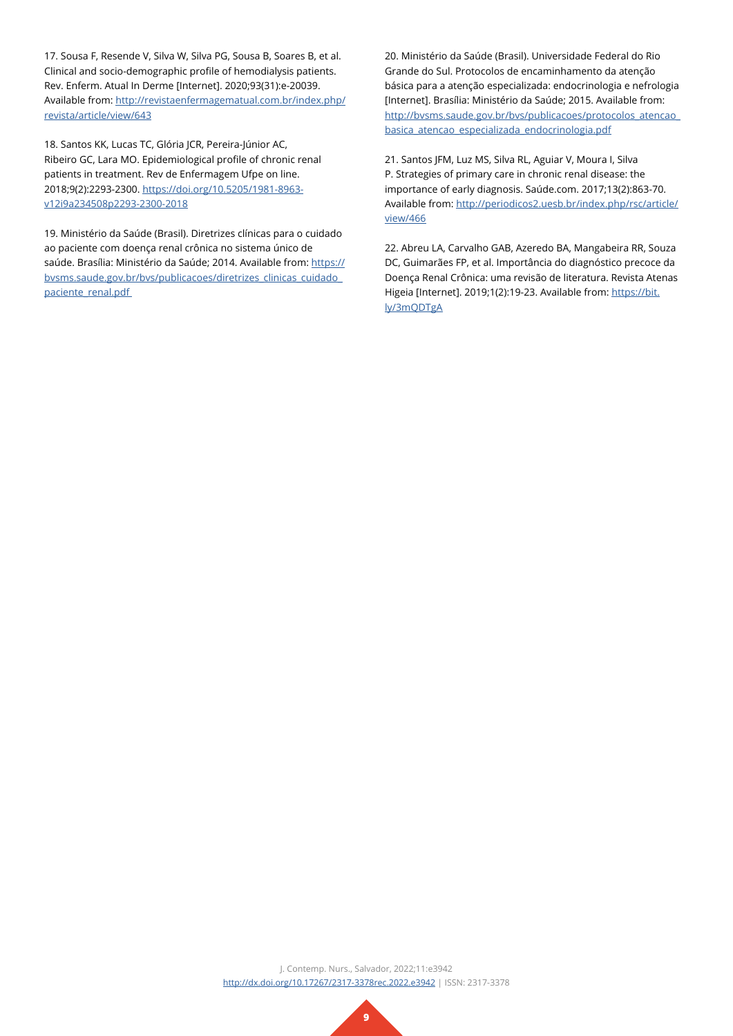17. Sousa F, Resende V, Silva W, Silva PG, Sousa B, Soares B, et al. Clinical and socio-demographic profile of hemodialysis patients. Rev. Enferm. Atual In Derme [Internet]. 2020;93(31):e-20039. Available from: http://revistaenfermagematual.com.br/index.php/revista/article/view/643

18. Santos KK, Lucas TC, Glória JCR, Pereira-Júnior AC, Ribeiro GC, Lara MO. Epidemiological profile of chronic renal patients in treatment. Rev de Enfermagem Ufpe on line. 2018;9(2):2293-2300. https://doi.org/10.5205/1981-8963-v12i9a234508p2293-2300-2018

19. Ministério da Saúde (Brasil). Diretrizes clínicas para o cuidado ao paciente com doença renal crônica no sistema único de saúde. Brasília: Ministério da Saúde; 2014. Available from: https://bvsms.saude.gov.br/bvs/publicacoes/diretrizes_clinicas_cuidado_paciente_renal.pdf

20. Ministério da Saúde (Brasil). Universidade Federal do Rio Grande do Sul. Protocolos de encaminhamento da atenção básica para a atenção especializada: endocrinologia e nefrologia [Internet]. Brasília: Ministério da Saúde; 2015. Available from: http://bvsms.saude.gov.br/bvs/publicacoes/protocolos_atencao_basica_atencao_especializada_endocrinologia.pdf

21. Santos JFM, Luz MS, Silva RL, Aguiar V, Moura I, Silva P. Strategies of primary care in chronic renal disease: the importance of early diagnosis. Saúde.com. 2017;13(2):863-70. Available from: http://periodicos2.uesb.br/index.php/rsc/article/view/466

22. Abreu LA, Carvalho GAB, Azeredo BA, Mangabeira RR, Souza DC, Guimarães FP, et al. Importância do diagnóstico precoce da Doença Renal Crônica: uma revisão de literatura. Revista Atenas Higeia [Internet]. 2019;1(2):19-23. Available from: https://bit.ly/3mQDTgA